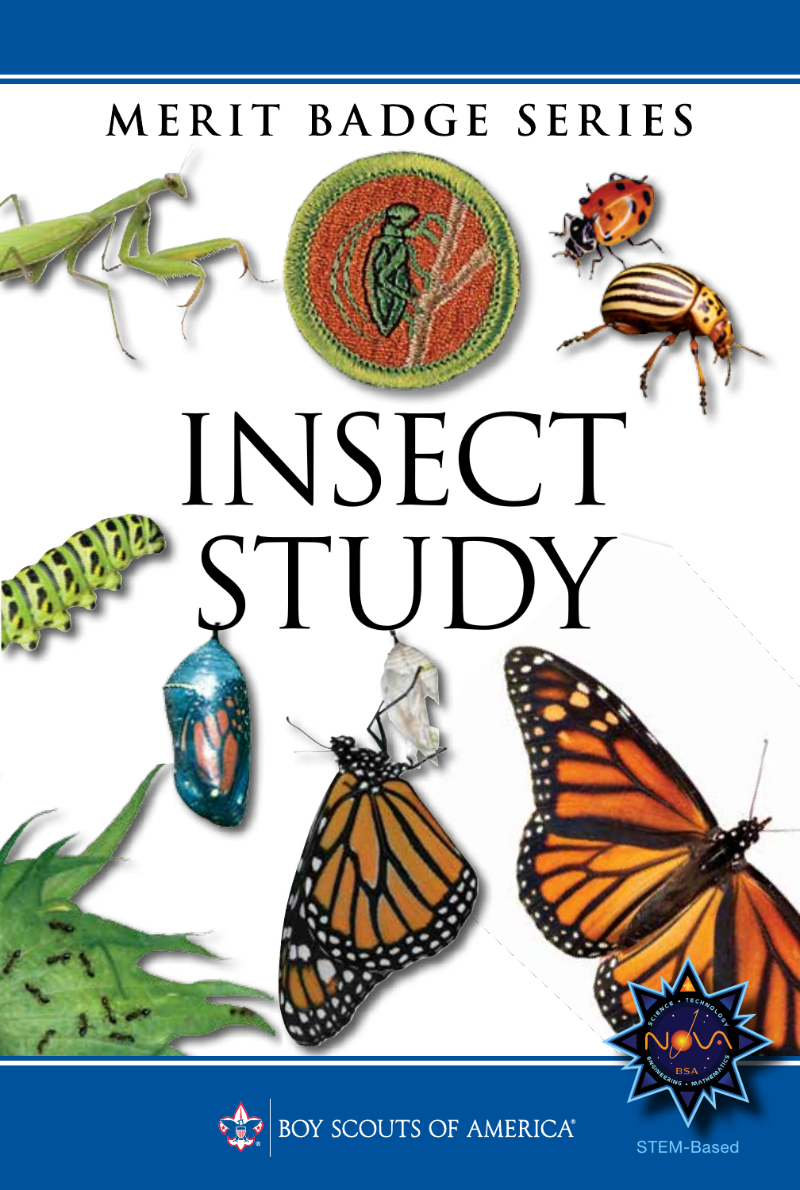MERIT BADGE SERIES

# INSECT STUDY

BOY SCOUTS OF AMERICA®

STEM-Based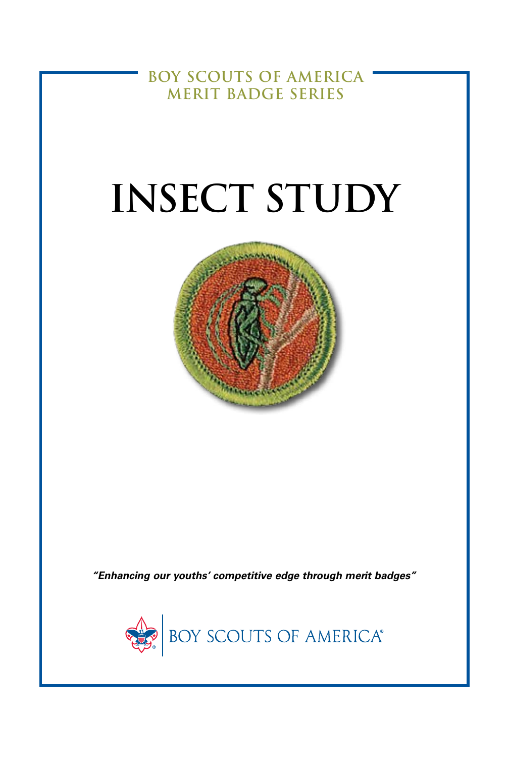BOY SCOUTS OF AMERICA
MERIT BADGE SERIES

# INSECT STUDY

*"Enhancing our youths' competitive edge through merit badges"*

BOY SCOUTS OF AMERICA®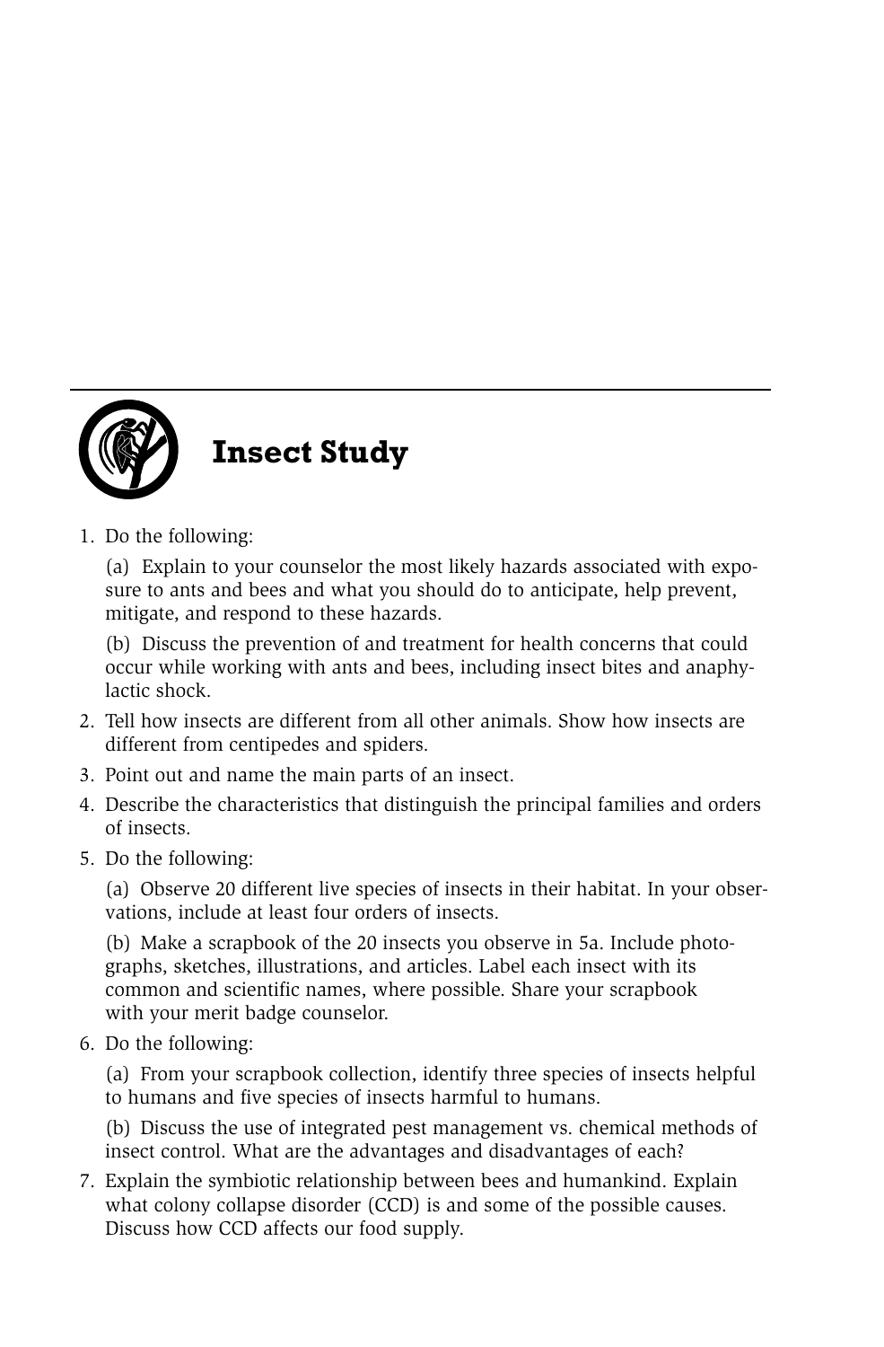# Insect Study

1. Do the following:

   (a) Explain to your counselor the most likely hazards associated with exposure to ants and bees and what you should do to anticipate, help prevent, mitigate, and respond to these hazards.

   (b) Discuss the prevention of and treatment for health concerns that could occur while working with ants and bees, including insect bites and anaphylactic shock.

2. Tell how insects are different from all other animals. Show how insects are different from centipedes and spiders.
3. Point out and name the main parts of an insect.
4. Describe the characteristics that distinguish the principal families and orders of insects.
5. Do the following:

   (a) Observe 20 different live species of insects in their habitat. In your observations, include at least four orders of insects.

   (b) Make a scrapbook of the 20 insects you observe in 5a. Include photographs, sketches, illustrations, and articles. Label each insect with its common and scientific names, where possible. Share your scrapbook with your merit badge counselor.

6. Do the following:

   (a) From your scrapbook collection, identify three species of insects helpful to humans and five species of insects harmful to humans.

   (b) Discuss the use of integrated pest management vs. chemical methods of insect control. What are the advantages and disadvantages of each?

7. Explain the symbiotic relationship between bees and humankind. Explain what colony collapse disorder (CCD) is and some of the possible causes. Discuss how CCD affects our food supply.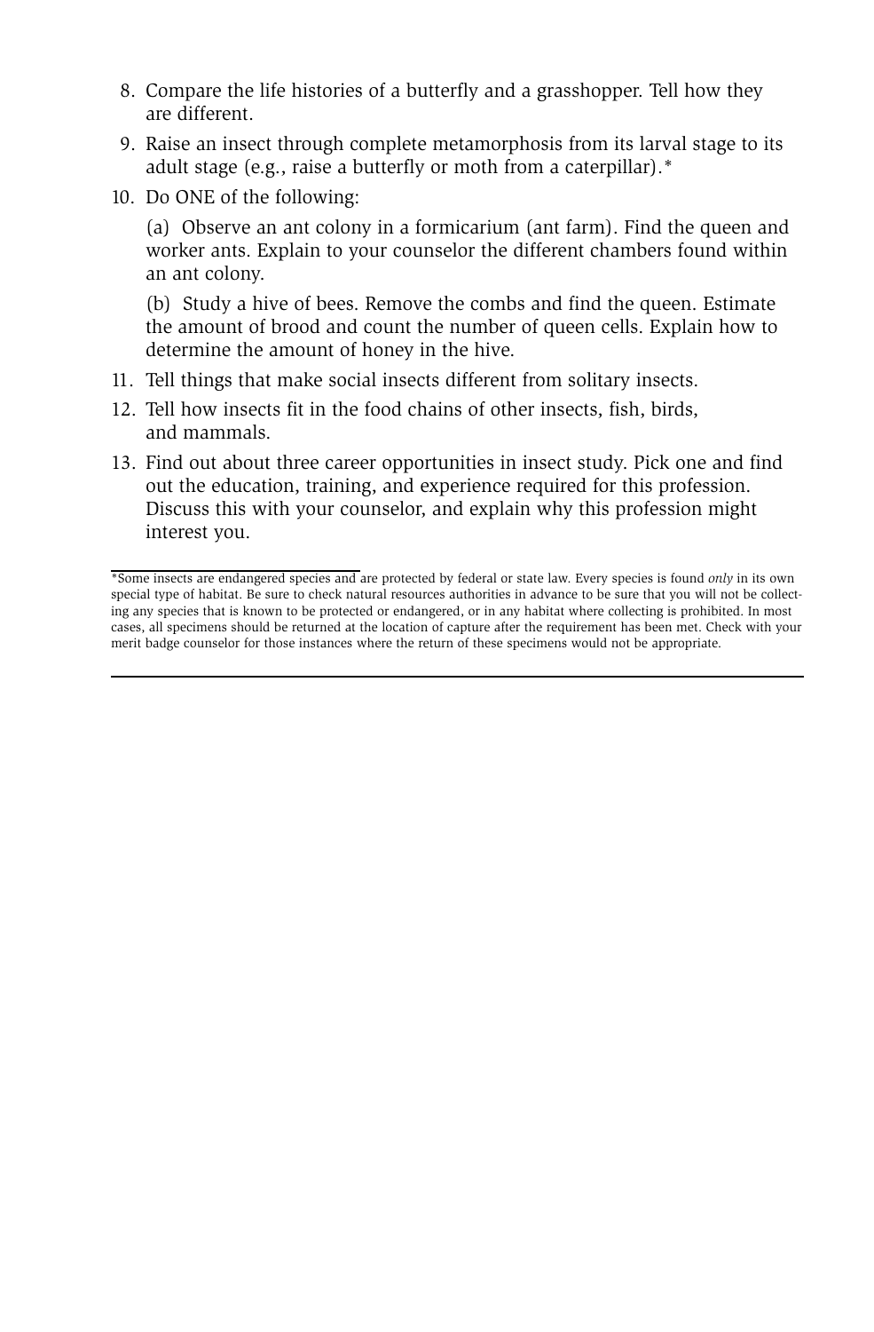8. Compare the life histories of a butterfly and a grasshopper. Tell how they are different.
9. Raise an insect through complete metamorphosis from its larval stage to its adult stage (e.g., raise a butterfly or moth from a caterpillar).*
10. Do ONE of the following:

    (a) Observe an ant colony in a formicarium (ant farm). Find the queen and worker ants. Explain to your counselor the different chambers found within an ant colony.

    (b) Study a hive of bees. Remove the combs and find the queen. Estimate the amount of brood and count the number of queen cells. Explain how to determine the amount of honey in the hive.
11. Tell things that make social insects different from solitary insects.
12. Tell how insects fit in the food chains of other insects, fish, birds, and mammals.
13. Find out about three career opportunities in insect study. Pick one and find out the education, training, and experience required for this profession. Discuss this with your counselor, and explain why this profession might interest you.

---

*Some insects are endangered species and are protected by federal or state law. Every species is found *only* in its own special type of habitat. Be sure to check natural resources authorities in advance to be sure that you will not be collecting any species that is known to be protected or endangered, or in any habitat where collecting is prohibited. In most cases, all specimens should be returned at the location of capture after the requirement has been met. Check with your merit badge counselor for those instances where the return of these specimens would not be appropriate.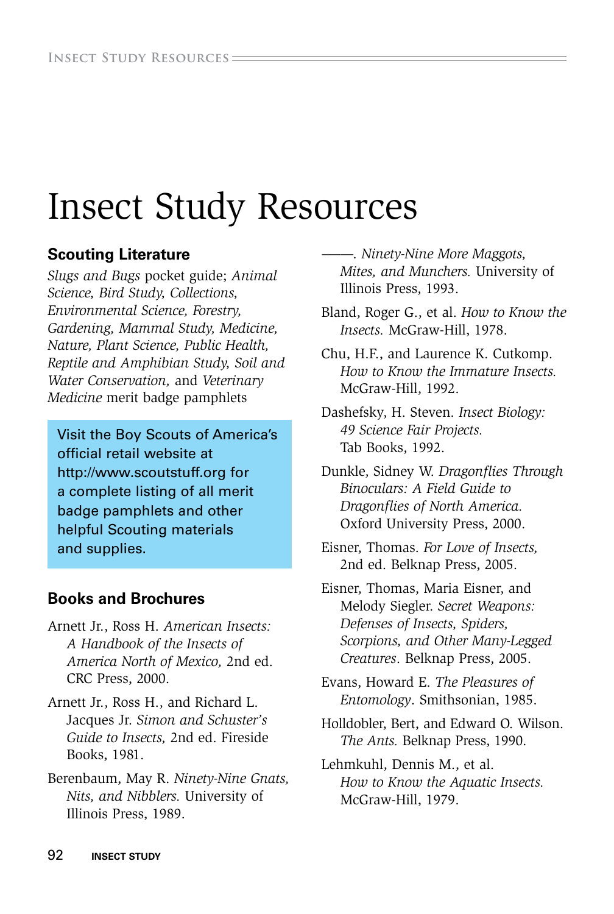# Insect Study Resources

## Scouting Literature

*Slugs and Bugs* pocket guide; *Animal Science, Bird Study, Collections, Environmental Science, Forestry, Gardening, Mammal Study, Medicine, Nature, Plant Science, Public Health, Reptile and Amphibian Study, Soil and Water Conservation,* and *Veterinary Medicine* merit badge pamphlets

Visit the Boy Scouts of America's official retail website at http://www.scoutstuff.org for a complete listing of all merit badge pamphlets and other helpful Scouting materials and supplies.

## Books and Brochures

Arnett Jr., Ross H. *American Insects: A Handbook of the Insects of America North of Mexico,* 2nd ed. CRC Press, 2000.

Arnett Jr., Ross H., and Richard L. Jacques Jr. *Simon and Schuster's Guide to Insects,* 2nd ed. Fireside Books, 1981.

Berenbaum, May R. *Ninety-Nine Gnats, Nits, and Nibblers.* University of Illinois Press, 1989.

———. *Ninety-Nine More Maggots, Mites, and Munchers.* University of Illinois Press, 1993.

Bland, Roger G., et al. *How to Know the Insects.* McGraw-Hill, 1978.

Chu, H.F., and Laurence K. Cutkomp. *How to Know the Immature Insects.* McGraw-Hill, 1992.

Dashefsky, H. Steven. *Insect Biology: 49 Science Fair Projects.* Tab Books, 1992.

Dunkle, Sidney W. *Dragonflies Through Binoculars: A Field Guide to Dragonflies of North America.* Oxford University Press, 2000.

Eisner, Thomas. *For Love of Insects,* 2nd ed. Belknap Press, 2005.

Eisner, Thomas, Maria Eisner, and Melody Siegler. *Secret Weapons: Defenses of Insects, Spiders, Scorpions, and Other Many-Legged Creatures*. Belknap Press, 2005.

Evans, Howard E. *The Pleasures of Entomology*. Smithsonian, 1985.

Holldobler, Bert, and Edward O. Wilson. *The Ants.* Belknap Press, 1990.

Lehmkuhl, Dennis M., et al. *How to Know the Aquatic Insects.* McGraw-Hill, 1979.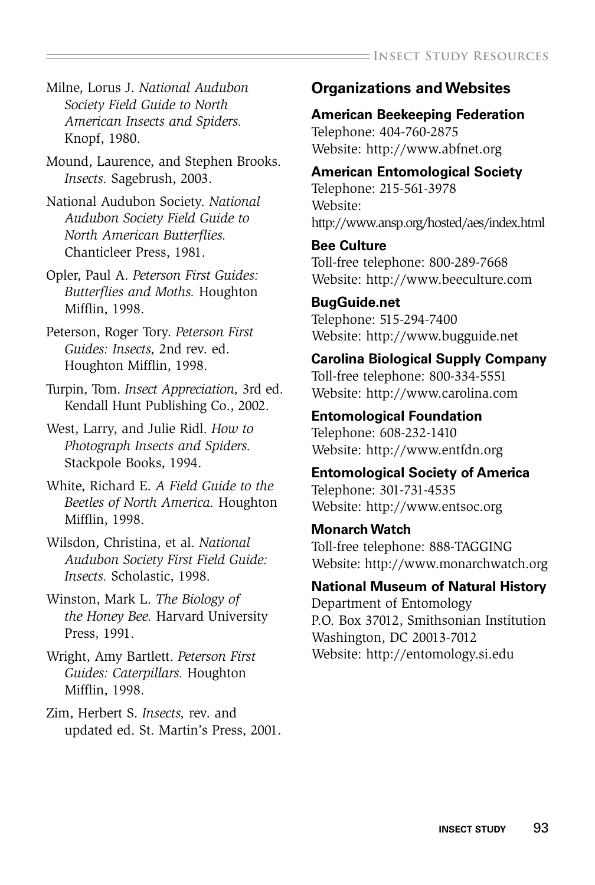Milne, Lorus J. *National Audubon Society Field Guide to North American Insects and Spiders.* Knopf, 1980.

Mound, Laurence, and Stephen Brooks. *Insects.* Sagebrush, 2003.

National Audubon Society. *National Audubon Society Field Guide to North American Butterflies.* Chanticleer Press, 1981.

Opler, Paul A. *Peterson First Guides: Butterflies and Moths.* Houghton Mifflin, 1998.

Peterson, Roger Tory. *Peterson First Guides: Insects,* 2nd rev. ed. Houghton Mifflin, 1998.

Turpin, Tom. *Insect Appreciation,* 3rd ed. Kendall Hunt Publishing Co., 2002.

West, Larry, and Julie Ridl. *How to Photograph Insects and Spiders.* Stackpole Books, 1994.

White, Richard E. *A Field Guide to the Beetles of North America.* Houghton Mifflin, 1998.

Wilsdon, Christina, et al. *National Audubon Society First Field Guide: Insects.* Scholastic, 1998.

Winston, Mark L. *The Biology of the Honey Bee.* Harvard University Press, 1991.

Wright, Amy Bartlett. *Peterson First Guides: Caterpillars.* Houghton Mifflin, 1998.

Zim, Herbert S. *Insects,* rev. and updated ed. St. Martin's Press, 2001.

## Organizations and Websites

**American Beekeeping Federation**
Telephone: 404-760-2875
Website: http://www.abfnet.org

**American Entomological Society**
Telephone: 215-561-3978
Website:
http://www.ansp.org/hosted/aes/index.html

**Bee Culture**
Toll-free telephone: 800-289-7668
Website: http://www.beeculture.com

**BugGuide.net**
Telephone: 515-294-7400
Website: http://www.bugguide.net

**Carolina Biological Supply Company**
Toll-free telephone: 800-334-5551
Website: http://www.carolina.com

**Entomological Foundation**
Telephone: 608-232-1410
Website: http://www.entfdn.org

**Entomological Society of America**
Telephone: 301-731-4535
Website: http://www.entsoc.org

**Monarch Watch**
Toll-free telephone: 888-TAGGING
Website: http://www.monarchwatch.org

**National Museum of Natural History**
Department of Entomology
P.O. Box 37012, Smithsonian Institution
Washington, DC 20013-7012
Website: http://entomology.si.edu